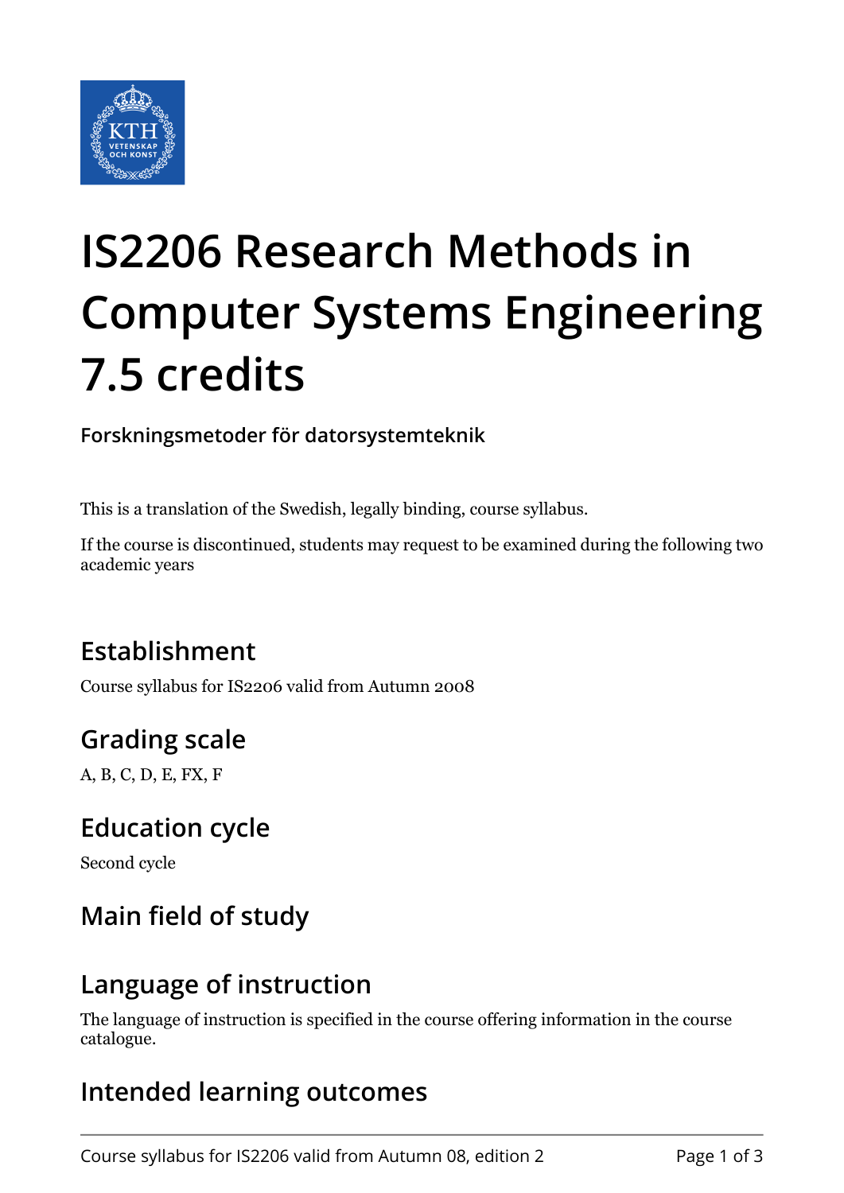# IS2206 Research Methods in Computer Systems Engineering 7.5 credits

**Forskningsmetoder för datorsystemteknik**

This is a translation of the Swedish, legally binding, course syllabus.

If the course is discontinued, students may request to be examined during the following two academic years

## Establishment

Course syllabus for IS2206 valid from Autumn 2008

## Grading scale

A, B, C, D, E, FX, F

## Education cycle

Second cycle

## Main field of study

## Language of instruction

The language of instruction is specified in the course offering information in the course catalogue.

## Intended learning outcomes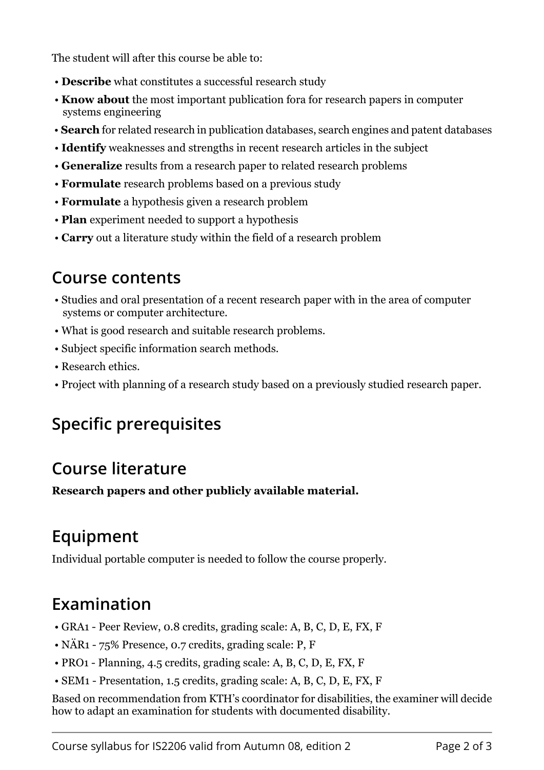The student will after this course be able to:

- **Describe** what constitutes a successful research study
- **Know about** the most important publication fora for research papers in computer systems engineering
- **Search** for related research in publication databases, search engines and patent databases
- **Identify** weaknesses and strengths in recent research articles in the subject
- **Generalize** results from a research paper to related research problems
- **Formulate** research problems based on a previous study
- **Formulate** a hypothesis given a research problem
- **Plan** experiment needed to support a hypothesis
- **Carry** out a literature study within the field of a research problem

## Course contents

- Studies and oral presentation of a recent research paper with in the area of computer systems or computer architecture.
- What is good research and suitable research problems.
- Subject specific information search methods.
- Research ethics.
- Project with planning of a research study based on a previously studied research paper.

## Specific prerequisites

## Course literature

**Research papers and other publicly available material.**

## Equipment

Individual portable computer is needed to follow the course properly.

## Examination

- GRA1 - Peer Review, 0.8 credits, grading scale: A, B, C, D, E, FX, F
- NÄR1 - 75% Presence, 0.7 credits, grading scale: P, F
- PRO1 - Planning, 4.5 credits, grading scale: A, B, C, D, E, FX, F
- SEM1 - Presentation, 1.5 credits, grading scale: A, B, C, D, E, FX, F

Based on recommendation from KTH's coordinator for disabilities, the examiner will decide how to adapt an examination for students with documented disability.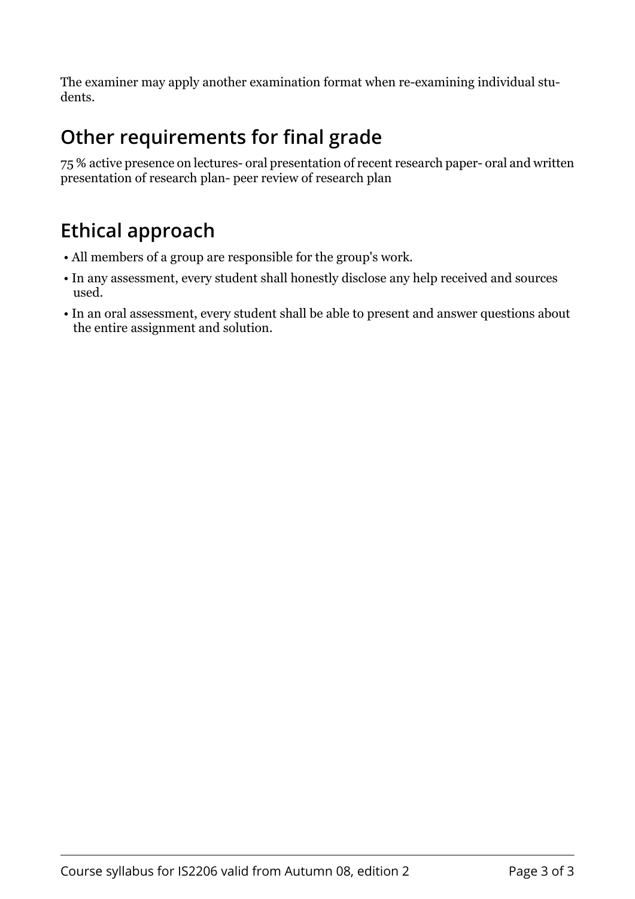The examiner may apply another examination format when re-examining individual students.

## Other requirements for final grade

75 % active presence on lectures- oral presentation of recent research paper- oral and written presentation of research plan- peer review of research plan

## Ethical approach

- All members of a group are responsible for the group's work.
- In any assessment, every student shall honestly disclose any help received and sources used.
- In an oral assessment, every student shall be able to present and answer questions about the entire assignment and solution.